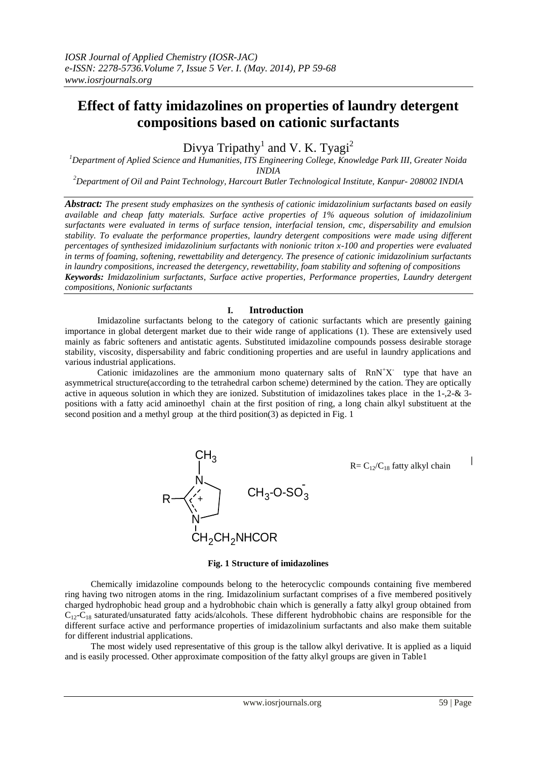*IOSR Journal of Applied Chemistry (IOSR-JAC)*
*e-ISSN: 2278-5736.Volume 7, Issue 5 Ver. I. (May. 2014), PP 59-68*
*www.iosrjournals.org*

# Effect of fatty imidazolines on properties of laundry detergent compositions based on cationic surfactants

Divya Tripathy[1] and V. K. Tyagi[2]

[1]*Department of Aplied Science and Humanities, ITS Engineering College, Knowledge Park III, Greater Noida INDIA*

[2]*Department of Oil and Paint Technology, Harcourt Butler Technological Institute, Kanpur- 208002 INDIA*

***Abstract:*** *The present study emphasizes on the synthesis of cationic imidazolinium surfactants based on easily available and cheap fatty materials. Surface active properties of 1% aqueous solution of imidazolinium surfactants were evaluated in terms of surface tension, interfacial tension, cmc, dispersability and emulsion stability. To evaluate the performance properties, laundry detergent compositions were made using different percentages of synthesized imidazolinium surfactants with nonionic triton x-100 and properties were evaluated in terms of foaming, softening, rewettability and detergency. The presence of cationic imidazolinium surfactants in laundry compositions, increased the detergency, rewettability, foam stability and softening of compositions*

***Keywords:*** *Imidazolinium surfactants, Surface active properties, Performance properties, Laundry detergent compositions, Nonionic surfactants*

## I. Introduction

Imidazoline surfactants belong to the category of cationic surfactants which are presently gaining importance in global detergent market due to their wide range of applications (1). These are extensively used mainly as fabric softeners and antistatic agents. Substituted imidazoline compounds possess desirable storage stability, viscosity, dispersability and fabric conditioning properties and are useful in laundry applications and various industrial applications.

Cationic imidazolines are the ammonium mono quaternary salts of $RnN^+X^-$ type that have an asymmetrical structure(according to the tetrahedral carbon scheme) determined by the cation. They are optically active in aqueous solution in which they are ionized. Substitution of imidazolines takes place in the 1-,2-& 3-positions with a fatty acid aminoethyl chain at the first position of ring, a long chain alkyl substituent at the second position and a methyl group at the third position(3) as depicted in Fig. 1

$R = C_{12}/C_{18}$ fatty alkyl chain

$CH_3$–$O$–$SO_3^-$ ; $CH_2CH_2NHCOR$

**Fig. 1 Structure of imidazolines**

Chemically imidazoline compounds belong to the heterocyclic compounds containing five membered ring having two nitrogen atoms in the ring. Imidazolinium surfactant comprises of a five membered positively charged hydrophobic head group and a hydrobhobic chain which is generally a fatty alkyl group obtained from $C_{12}$-$C_{18}$ saturated/unsaturated fatty acids/alcohols. These different hydrobhobic chains are responsible for the different surface active and performance properties of imidazolinium surfactants and also make them suitable for different industrial applications.

The most widely used representative of this group is the tallow alkyl derivative. It is applied as a liquid and is easily processed. Other approximate composition of the fatty alkyl groups are given in Table1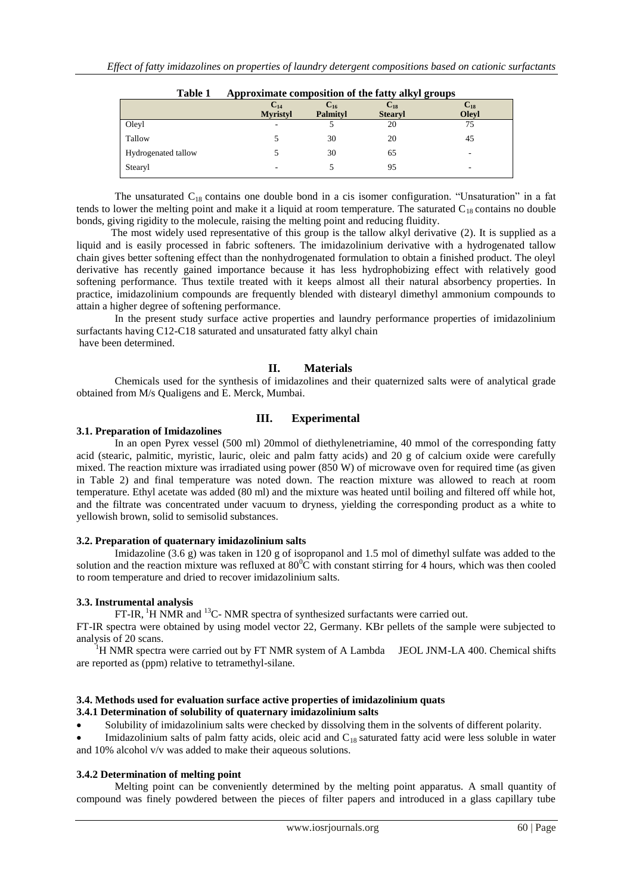**Table 1 Approximate composition of the fatty alkyl groups**

| | $C_{14}$ Myristyl | $C_{16}$ Palmityl | $C_{18}$ Stearyl | $C_{18}$ Oleyl |
|---|---|---|---|---|
| Oleyl | - | 5 | 20 | 75 |
| Tallow | 5 | 30 | 20 | 45 |
| Hydrogenated tallow | 5 | 30 | 65 | - |
| Stearyl | - | 5 | 95 | - |

The unsaturated $C_{18}$ contains one double bond in a cis isomer configuration. "Unsaturation" in a fat tends to lower the melting point and make it a liquid at room temperature. The saturated $C_{18}$ contains no double bonds, giving rigidity to the molecule, raising the melting point and reducing fluidity.

The most widely used representative of this group is the tallow alkyl derivative (2). It is supplied as a liquid and is easily processed in fabric softeners. The imidazolinium derivative with a hydrogenated tallow chain gives better softening effect than the nonhydrogenated formulation to obtain a finished product. The oleyl derivative has recently gained importance because it has less hydrophobizing effect with relatively good softening performance. Thus textile treated with it keeps almost all their natural absorbency properties. In practice, imidazolinium compounds are frequently blended with distearyl dimethyl ammonium compounds to attain a higher degree of softening performance.

In the present study surface active properties and laundry performance properties of imidazolinium surfactants having C12-C18 saturated and unsaturated fatty alkyl chain have been determined.

## II. Materials

Chemicals used for the synthesis of imidazolines and their quaternized salts were of analytical grade obtained from M/s Qualigens and E. Merck, Mumbai.

## III. Experimental

### 3.1. Preparation of Imidazolines

In an open Pyrex vessel (500 ml) 20mmol of diethylenetriamine, 40 mmol of the corresponding fatty acid (stearic, palmitic, myristic, lauric, oleic and palm fatty acids) and 20 g of calcium oxide were carefully mixed. The reaction mixture was irradiated using power (850 W) of microwave oven for required time (as given in Table 2) and final temperature was noted down. The reaction mixture was allowed to reach at room temperature. Ethyl acetate was added (80 ml) and the mixture was heated until boiling and filtered off while hot, and the filtrate was concentrated under vacuum to dryness, yielding the corresponding product as a white to yellowish brown, solid to semisolid substances.

### 3.2. Preparation of quaternary imidazolinium salts

Imidazoline (3.6 g) was taken in 120 g of isopropanol and 1.5 mol of dimethyl sulfate was added to the solution and the reaction mixture was refluxed at $80^0C$ with constant stirring for 4 hours, which was then cooled to room temperature and dried to recover imidazolinium salts.

### 3.3. Instrumental analysis

FT-IR, $^1H$ NMR and $^{13}C$- NMR spectra of synthesized surfactants were carried out.

FT-IR spectra were obtained by using model vector 22, Germany. KBr pellets of the sample were subjected to analysis of 20 scans.

$^1H$ NMR spectra were carried out by FT NMR system of A Lambda JEOL JNM-LA 400. Chemical shifts are reported as (ppm) relative to tetramethyl-silane.

### 3.4. Methods used for evaluation surface active properties of imidazolinium quats

#### 3.4.1 Determination of solubility of quaternary imidazolinium salts

- Solubility of imidazolinium salts were checked by dissolving them in the solvents of different polarity.
- Imidazolinium salts of palm fatty acids, oleic acid and $C_{18}$ saturated fatty acid were less soluble in water and 10% alcohol v/v was added to make their aqueous solutions.

#### 3.4.2 Determination of melting point

Melting point can be conveniently determined by the melting point apparatus. A small quantity of compound was finely powdered between the pieces of filter papers and introduced in a glass capillary tube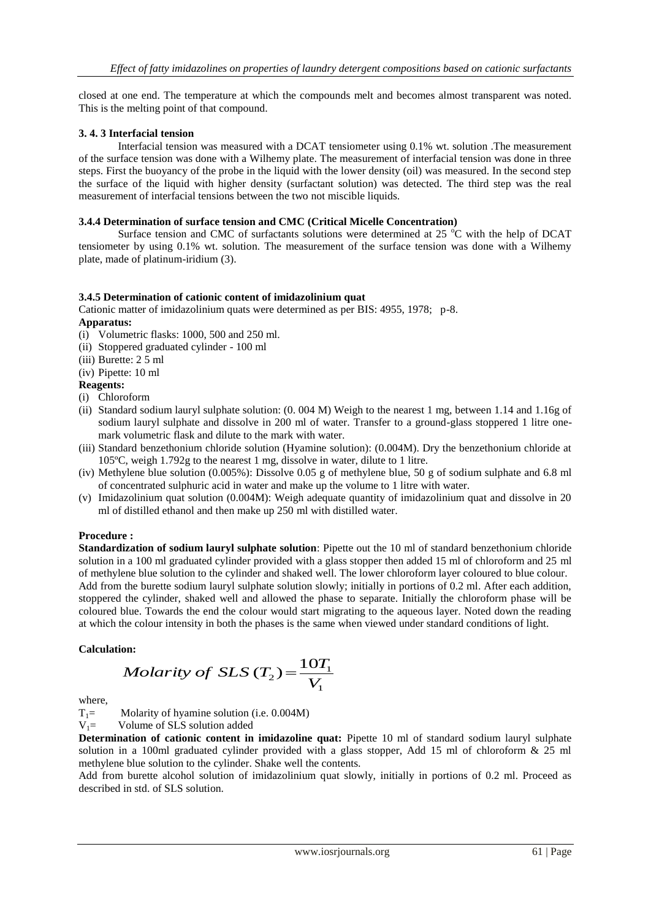closed at one end. The temperature at which the compounds melt and becomes almost transparent was noted. This is the melting point of that compound.

### 3. 4. 3 Interfacial tension

Interfacial tension was measured with a DCAT tensiometer using 0.1% wt. solution .The measurement of the surface tension was done with a Wilhemy plate. The measurement of interfacial tension was done in three steps. First the buoyancy of the probe in the liquid with the lower density (oil) was measured. In the second step the surface of the liquid with higher density (surfactant solution) was detected. The third step was the real measurement of interfacial tensions between the two not miscible liquids.

### 3.4.4 Determination of surface tension and CMC (Critical Micelle Concentration)

Surface tension and CMC of surfactants solutions were determined at 25 $^{o}$C with the help of DCAT tensiometer by using 0.1% wt. solution. The measurement of the surface tension was done with a Wilhemy plate, made of platinum-iridium (3).

### 3.4.5 Determination of cationic content of imidazolinium quat

Cationic matter of imidazolinium quats were determined as per BIS: 4955, 1978; p-8.

**Apparatus:**

(i) Volumetric flasks: 1000, 500 and 250 ml.
(ii) Stoppered graduated cylinder - 100 ml
(iii) Burette: 2 5 ml
(iv) Pipette: 10 ml

**Reagents:**

(i) Chloroform
(ii) Standard sodium lauryl sulphate solution: (0. 004 M) Weigh to the nearest 1 mg, between 1.14 and 1.16g of sodium lauryl sulphate and dissolve in 200 ml of water. Transfer to a ground-glass stoppered 1 litre one-mark volumetric flask and dilute to the mark with water.
(iii) Standard benzethonium chloride solution (Hyamine solution): (0.004M). Dry the benzethonium chloride at 105ºC, weigh 1.792g to the nearest 1 mg, dissolve in water, dilute to 1 litre.
(iv) Methylene blue solution (0.005%): Dissolve 0.05 g of methylene blue, 50 g of sodium sulphate and 6.8 ml of concentrated sulphuric acid in water and make up the volume to 1 litre with water.
(v) Imidazolinium quat solution (0.004M): Weigh adequate quantity of imidazolinium quat and dissolve in 20 ml of distilled ethanol and then make up 250 ml with distilled water.

**Procedure :**

**Standardization of sodium lauryl sulphate solution**: Pipette out the 10 ml of standard benzethonium chloride solution in a 100 ml graduated cylinder provided with a glass stopper then added 15 ml of chloroform and 25 ml of methylene blue solution to the cylinder and shaked well. The lower chloroform layer coloured to blue colour. Add from the burette sodium lauryl sulphate solution slowly; initially in portions of 0.2 ml. After each addition, stoppered the cylinder, shaked well and allowed the phase to separate. Initially the chloroform phase will be coloured blue. Towards the end the colour would start migrating to the aqueous layer. Noted down the reading at which the colour intensity in both the phases is the same when viewed under standard conditions of light.

**Calculation:**

$$Molarity\ of\ SLS\ (T_2) = \frac{10T_1}{V_1}$$

where,

$T_1$= Molarity of hyamine solution (i.e. 0.004M)

$V_1$= Volume of SLS solution added

**Determination of cationic content in imidazoline quat:** Pipette 10 ml of standard sodium lauryl sulphate solution in a 100ml graduated cylinder provided with a glass stopper, Add 15 ml of chloroform & 25 ml methylene blue solution to the cylinder. Shake well the contents.

Add from burette alcohol solution of imidazolinium quat slowly, initially in portions of 0.2 ml. Proceed as described in std. of SLS solution.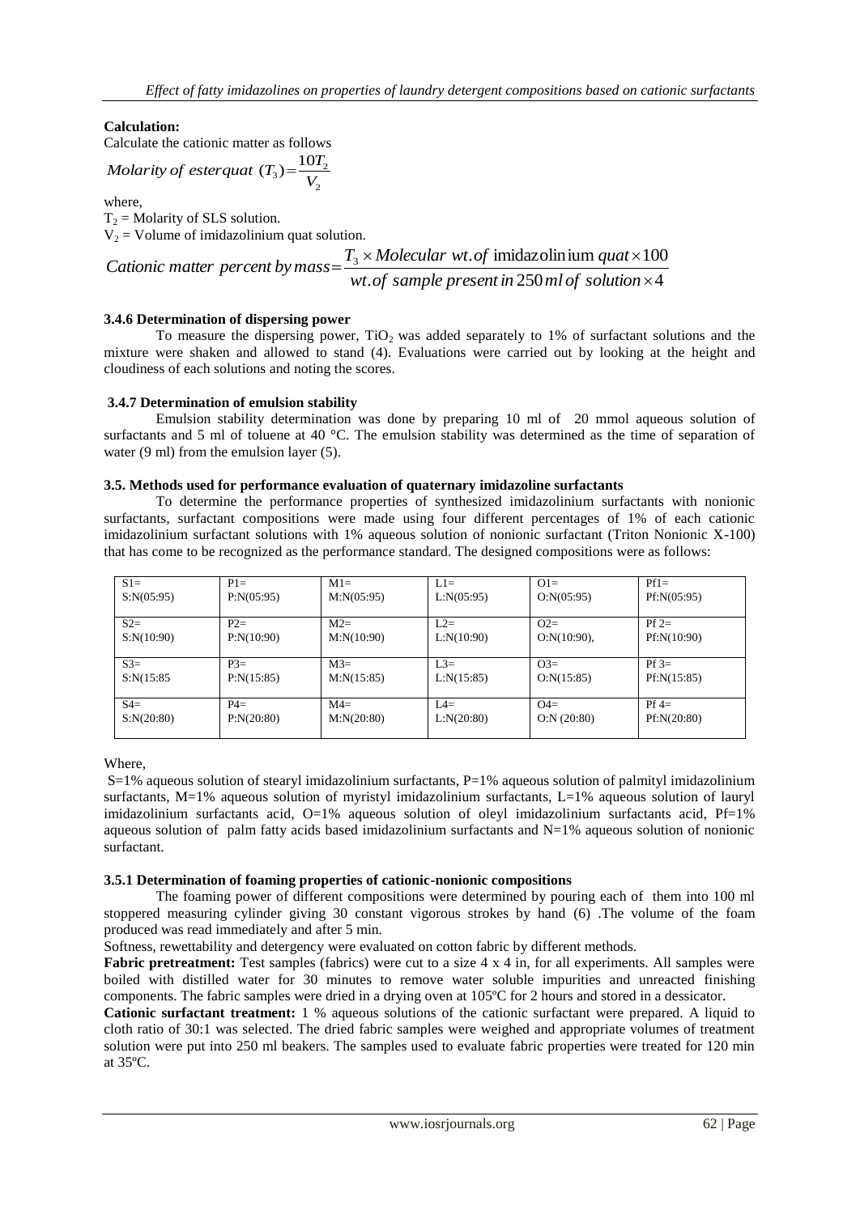**Calculation:**

Calculate the cationic matter as follows

$$Molarity\ of\ esterquat\ (T_3) = \frac{10T_2}{V_2}$$

where,

$T_2$ = Molarity of SLS solution.

$V_2$ = Volume of imidazolinium quat solution.

$$Cationic\ matter\ percent\ by\ mass = \frac{T_3 \times Molecular\ wt.of\ \text{imidazolinium}\ quat \times 100}{wt.of\ sample\ present\ in\ 250\ ml\ of\ solution \times 4}$$

### 3.4.6 Determination of dispersing power

To measure the dispersing power, $TiO_2$ was added separately to 1% of surfactant solutions and the mixture were shaken and allowed to stand (4). Evaluations were carried out by looking at the height and cloudiness of each solutions and noting the scores.

### 3.4.7 Determination of emulsion stability

Emulsion stability determination was done by preparing 10 ml of 20 mmol aqueous solution of surfactants and 5 ml of toluene at 40 °C. The emulsion stability was determined as the time of separation of water (9 ml) from the emulsion layer (5).

### 3.5. Methods used for performance evaluation of quaternary imidazoline surfactants

To determine the performance properties of synthesized imidazolinium surfactants with nonionic surfactants, surfactant compositions were made using four different percentages of 1% of each cationic imidazolinium surfactant solutions with 1% aqueous solution of nonionic surfactant (Triton Nonionic X-100) that has come to be recognized as the performance standard. The designed compositions were as follows:

| | | | | | |
|---|---|---|---|---|---|
| S1= S:N(05:95) | P1= P:N(05:95) | M1= M:N(05:95) | L1= L:N(05:95) | O1= O:N(05:95) | Pf1= Pf:N(05:95) |
| S2= S:N(10:90) | P2= P:N(10:90) | M2= M:N(10:90) | L2= L:N(10:90) | O2= O:N(10:90), | Pf 2= Pf:N(10:90) |
| S3= S:N(15:85 | P3= P:N(15:85) | M3= M:N(15:85) | L3= L:N(15:85) | O3= O:N(15:85) | Pf 3= Pf:N(15:85) |
| S4= S:N(20:80) | P4= P:N(20:80) | M4= M:N(20:80) | L4= L:N(20:80) | O4= O:N (20:80) | Pf 4= Pf:N(20:80) |

Where,

S=1% aqueous solution of stearyl imidazolinium surfactants, P=1% aqueous solution of palmityl imidazolinium surfactants, M=1% aqueous solution of myristyl imidazolinium surfactants, L=1% aqueous solution of lauryl imidazolinium surfactants acid, O=1% aqueous solution of oleyl imidazolinium surfactants acid, Pf=1% aqueous solution of palm fatty acids based imidazolinium surfactants and N=1% aqueous solution of nonionic surfactant.

#### 3.5.1 Determination of foaming properties of cationic-nonionic compositions

The foaming power of different compositions were determined by pouring each of them into 100 ml stoppered measuring cylinder giving 30 constant vigorous strokes by hand (6) .The volume of the foam produced was read immediately and after 5 min.

Softness, rewettability and detergency were evaluated on cotton fabric by different methods.

**Fabric pretreatment:** Test samples (fabrics) were cut to a size 4 x 4 in, for all experiments. All samples were boiled with distilled water for 30 minutes to remove water soluble impurities and unreacted finishing components. The fabric samples were dried in a drying oven at 105ºC for 2 hours and stored in a dessicator.

**Cationic surfactant treatment:** 1 % aqueous solutions of the cationic surfactant were prepared. A liquid to cloth ratio of 30:1 was selected. The dried fabric samples were weighed and appropriate volumes of treatment solution were put into 250 ml beakers. The samples used to evaluate fabric properties were treated for 120 min at 35ºC.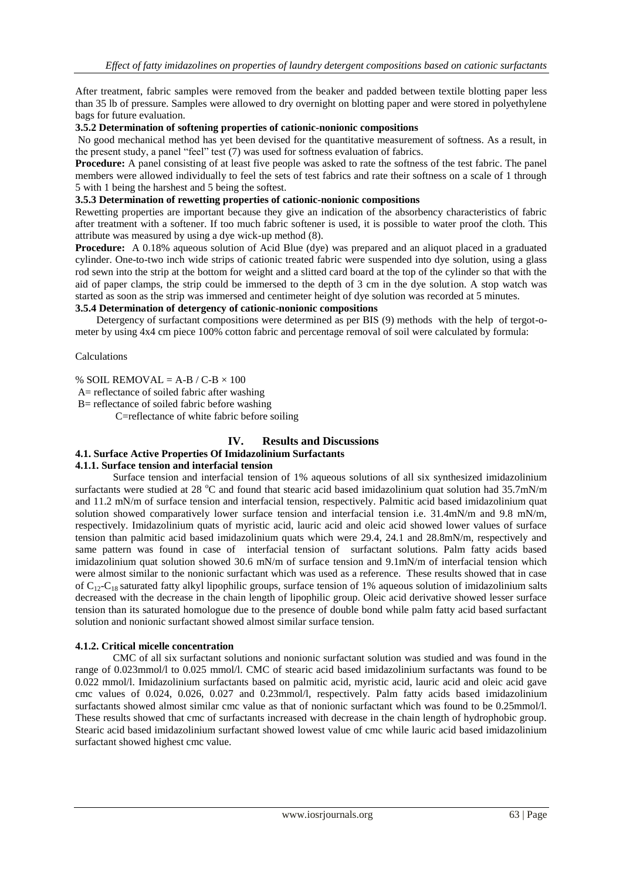After treatment, fabric samples were removed from the beaker and padded between textile blotting paper less than 35 lb of pressure. Samples were allowed to dry overnight on blotting paper and were stored in polyethylene bags for future evaluation.

**3.5.2 Determination of softening properties of cationic-nonionic compositions**

No good mechanical method has yet been devised for the quantitative measurement of softness. As a result, in the present study, a panel "feel" test (7) was used for softness evaluation of fabrics.

**Procedure:** A panel consisting of at least five people was asked to rate the softness of the test fabric. The panel members were allowed individually to feel the sets of test fabrics and rate their softness on a scale of 1 through 5 with 1 being the harshest and 5 being the softest.

**3.5.3 Determination of rewetting properties of cationic-nonionic compositions**

Rewetting properties are important because they give an indication of the absorbency characteristics of fabric after treatment with a softener. If too much fabric softener is used, it is possible to water proof the cloth. This attribute was measured by using a dye wick-up method (8).

**Procedure:** A 0.18% aqueous solution of Acid Blue (dye) was prepared and an aliquot placed in a graduated cylinder. One-to-two inch wide strips of cationic treated fabric were suspended into dye solution, using a glass rod sewn into the strip at the bottom for weight and a slitted card board at the top of the cylinder so that with the aid of paper clamps, the strip could be immersed to the depth of 3 cm in the dye solution. A stop watch was started as soon as the strip was immersed and centimeter height of dye solution was recorded at 5 minutes.

**3.5.4 Determination of detergency of cationic-nonionic compositions**

Detergency of surfactant compositions were determined as per BIS (9) methods with the help of tergot-o-meter by using 4x4 cm piece 100% cotton fabric and percentage removal of soil were calculated by formula:

Calculations

% SOIL REMOVAL = A-B / C-B × 100

A= reflectance of soiled fabric after washing

B= reflectance of soiled fabric before washing

C=reflectance of white fabric before soiling

## IV. Results and Discussions

### 4.1. Surface Active Properties Of Imidazolinium Surfactants

#### 4.1.1. Surface tension and interfacial tension

Surface tension and interfacial tension of 1% aqueous solutions of all six synthesized imidazolinium surfactants were studied at 28 $^{o}C$ and found that stearic acid based imidazolinium quat solution had 35.7mN/m and 11.2 mN/m of surface tension and interfacial tension, respectively. Palmitic acid based imidazolinium quat solution showed comparatively lower surface tension and interfacial tension i.e. 31.4mN/m and 9.8 mN/m, respectively. Imidazolinium quats of myristic acid, lauric acid and oleic acid showed lower values of surface tension than palmitic acid based imidazolinium quats which were 29.4, 24.1 and 28.8mN/m, respectively and same pattern was found in case of interfacial tension of surfactant solutions. Palm fatty acids based imidazolinium quat solution showed 30.6 mN/m of surface tension and 9.1mN/m of interfacial tension which were almost similar to the nonionic surfactant which was used as a reference. These results showed that in case of $C_{12}$-$C_{18}$ saturated fatty alkyl lipophilic groups, surface tension of 1% aqueous solution of imidazolinium salts decreased with the decrease in the chain length of lipophilic group. Oleic acid derivative showed lesser surface tension than its saturated homologue due to the presence of double bond while palm fatty acid based surfactant solution and nonionic surfactant showed almost similar surface tension.

#### 4.1.2. Critical micelle concentration

CMC of all six surfactant solutions and nonionic surfactant solution was studied and was found in the range of 0.023mmol/l to 0.025 mmol/l. CMC of stearic acid based imidazolinium surfactants was found to be 0.022 mmol/l. Imidazolinium surfactants based on palmitic acid, myristic acid, lauric acid and oleic acid gave cmc values of 0.024, 0.026, 0.027 and 0.23mmol/l, respectively. Palm fatty acids based imidazolinium surfactants showed almost similar cmc value as that of nonionic surfactant which was found to be 0.25mmol/l. These results showed that cmc of surfactants increased with decrease in the chain length of hydrophobic group. Stearic acid based imidazolinium surfactant showed lowest value of cmc while lauric acid based imidazolinium surfactant showed highest cmc value.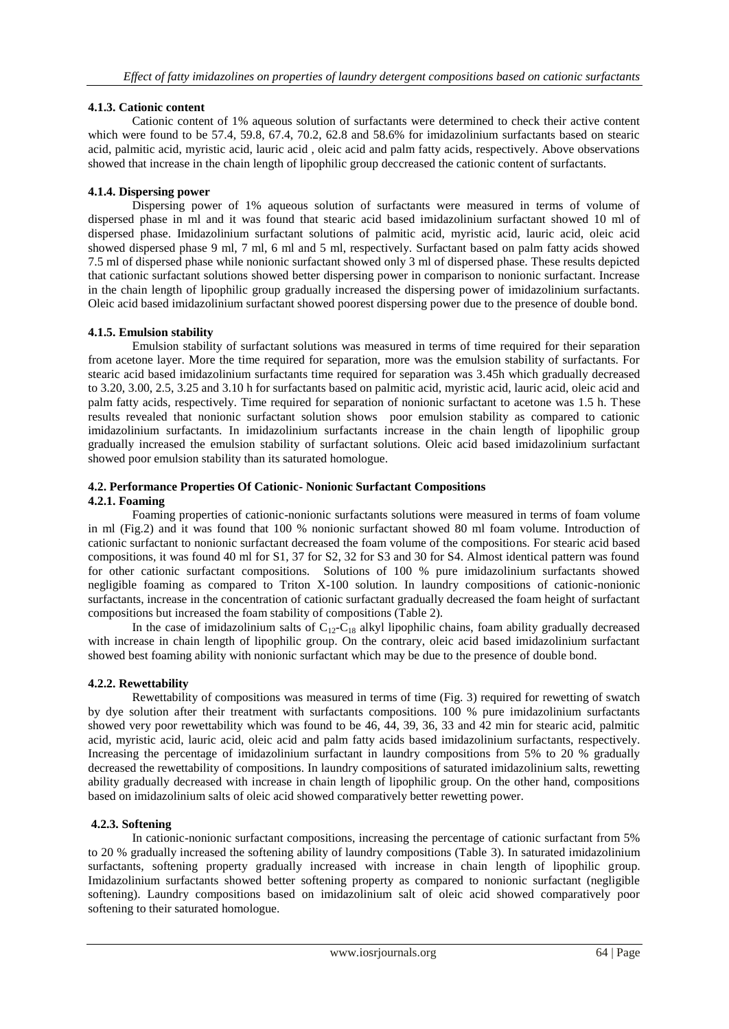#### 4.1.3. Cationic content

Cationic content of 1% aqueous solution of surfactants were determined to check their active content which were found to be 57.4, 59.8, 67.4, 70.2, 62.8 and 58.6% for imidazolinium surfactants based on stearic acid, palmitic acid, myristic acid, lauric acid , oleic acid and palm fatty acids, respectively. Above observations showed that increase in the chain length of lipophilic group deccreased the cationic content of surfactants.

#### 4.1.4. Dispersing power

Dispersing power of 1% aqueous solution of surfactants were measured in terms of volume of dispersed phase in ml and it was found that stearic acid based imidazolinium surfactant showed 10 ml of dispersed phase. Imidazolinium surfactant solutions of palmitic acid, myristic acid, lauric acid, oleic acid showed dispersed phase 9 ml, 7 ml, 6 ml and 5 ml, respectively. Surfactant based on palm fatty acids showed 7.5 ml of dispersed phase while nonionic surfactant showed only 3 ml of dispersed phase. These results depicted that cationic surfactant solutions showed better dispersing power in comparison to nonionic surfactant. Increase in the chain length of lipophilic group gradually increased the dispersing power of imidazolinium surfactants. Oleic acid based imidazolinium surfactant showed poorest dispersing power due to the presence of double bond.

#### 4.1.5. Emulsion stability

Emulsion stability of surfactant solutions was measured in terms of time required for their separation from acetone layer. More the time required for separation, more was the emulsion stability of surfactants. For stearic acid based imidazolinium surfactants time required for separation was 3.45h which gradually decreased to 3.20, 3.00, 2.5, 3.25 and 3.10 h for surfactants based on palmitic acid, myristic acid, lauric acid, oleic acid and palm fatty acids, respectively. Time required for separation of nonionic surfactant to acetone was 1.5 h. These results revealed that nonionic surfactant solution shows poor emulsion stability as compared to cationic imidazolinium surfactants. In imidazolinium surfactants increase in the chain length of lipophilic group gradually increased the emulsion stability of surfactant solutions. Oleic acid based imidazolinium surfactant showed poor emulsion stability than its saturated homologue.

### 4.2. Performance Properties Of Cationic- Nonionic Surfactant Compositions

#### 4.2.1. Foaming

Foaming properties of cationic-nonionic surfactants solutions were measured in terms of foam volume in ml (Fig.2) and it was found that 100 % nonionic surfactant showed 80 ml foam volume. Introduction of cationic surfactant to nonionic surfactant decreased the foam volume of the compositions. For stearic acid based compositions, it was found 40 ml for S1, 37 for S2, 32 for S3 and 30 for S4. Almost identical pattern was found for other cationic surfactant compositions. Solutions of 100 % pure imidazolinium surfactants showed negligible foaming as compared to Triton X-100 solution. In laundry compositions of cationic-nonionic surfactants, increase in the concentration of cationic surfactant gradually decreased the foam height of surfactant compositions but increased the foam stability of compositions (Table 2).

In the case of imidazolinium salts of $C_{12}$-$C_{18}$ alkyl lipophilic chains, foam ability gradually decreased with increase in chain length of lipophilic group. On the contrary, oleic acid based imidazolinium surfactant showed best foaming ability with nonionic surfactant which may be due to the presence of double bond.

#### 4.2.2. Rewettability

Rewettability of compositions was measured in terms of time (Fig. 3) required for rewetting of swatch by dye solution after their treatment with surfactants compositions. 100 % pure imidazolinium surfactants showed very poor rewettability which was found to be 46, 44, 39, 36, 33 and 42 min for stearic acid, palmitic acid, myristic acid, lauric acid, oleic acid and palm fatty acids based imidazolinium surfactants, respectively. Increasing the percentage of imidazolinium surfactant in laundry compositions from 5% to 20 % gradually decreased the rewettability of compositions. In laundry compositions of saturated imidazolinium salts, rewetting ability gradually decreased with increase in chain length of lipophilic group. On the other hand, compositions based on imidazolinium salts of oleic acid showed comparatively better rewetting power.

#### 4.2.3. Softening

In cationic-nonionic surfactant compositions, increasing the percentage of cationic surfactant from 5% to 20 % gradually increased the softening ability of laundry compositions (Table 3). In saturated imidazolinium surfactants, softening property gradually increased with increase in chain length of lipophilic group. Imidazolinium surfactants showed better softening property as compared to nonionic surfactant (negligible softening). Laundry compositions based on imidazolinium salt of oleic acid showed comparatively poor softening to their saturated homologue.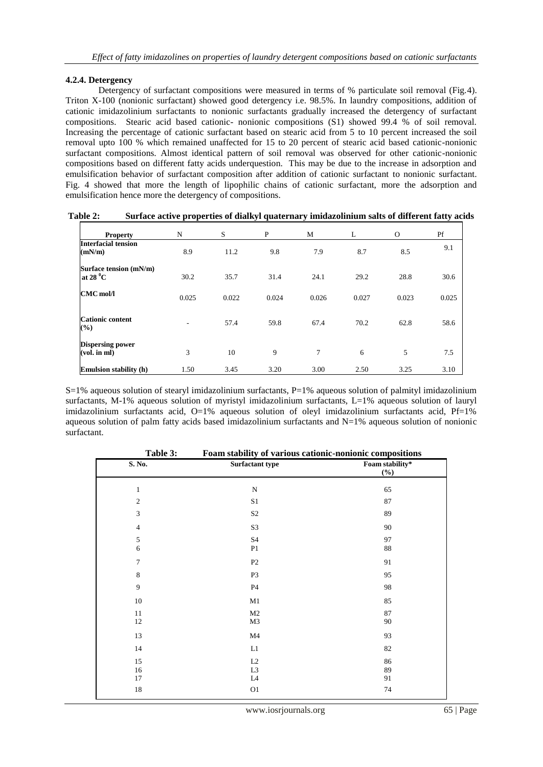### 4.2.4. Detergency

Detergency of surfactant compositions were measured in terms of % particulate soil removal (Fig.4). Triton X-100 (nonionic surfactant) showed good detergency i.e. 98.5%. In laundry compositions, addition of cationic imidazolinium surfactants to nonionic surfactants gradually increased the detergency of surfactant compositions. Stearic acid based cationic- nonionic compositions (S1) showed 99.4 % of soil removal. Increasing the percentage of cationic surfactant based on stearic acid from 5 to 10 percent increased the soil removal upto 100 % which remained unaffected for 15 to 20 percent of stearic acid based cationic-nonionic surfactant compositions. Almost identical pattern of soil removal was observed for other cationic-nonionic compositions based on different fatty acids underquestion. This may be due to the increase in adsorption and emulsification behavior of surfactant composition after addition of cationic surfactant to nonionic surfactant. Fig. 4 showed that more the length of lipophilic chains of cationic surfactant, more the adsorption and emulsification hence more the detergency of compositions.

**Table 2: Surface active properties of dialkyl quaternary imidazolinium salts of different fatty acids**

| Property | N | S | P | M | L | O | Pf |
|---|---|---|---|---|---|---|---|
| Interfacial tension (mN/m) | 8.9 | 11.2 | 9.8 | 7.9 | 8.7 | 8.5 | 9.1 |
| Surface tension (mN/m) at 28 $^{0}$C | 30.2 | 35.7 | 31.4 | 24.1 | 29.2 | 28.8 | 30.6 |
| CMC mol/l | 0.025 | 0.022 | 0.024 | 0.026 | 0.027 | 0.023 | 0.025 |
| Cationic content (%) | - | 57.4 | 59.8 | 67.4 | 70.2 | 62.8 | 58.6 |
| Dispersing power (vol. in ml) | 3 | 10 | 9 | 7 | 6 | 5 | 7.5 |
| Emulsion stability (h) | 1.50 | 3.45 | 3.20 | 3.00 | 2.50 | 3.25 | 3.10 |

S=1% aqueous solution of stearyl imidazolinium surfactants, P=1% aqueous solution of palmityl imidazolinium surfactants, M-1% aqueous solution of myristyl imidazolinium surfactants, L=1% aqueous solution of lauryl imidazolinium surfactants acid, O=1% aqueous solution of oleyl imidazolinium surfactants acid, Pf=1% aqueous solution of palm fatty acids based imidazolinium surfactants and N=1% aqueous solution of nonionic surfactant.

**Table 3: Foam stability of various cationic-nonionic compositions**

| S. No. | Surfactant type | Foam stability* (%) |
|---|---|---|
| 1 | N | 65 |
| 2 | S1 | 87 |
| 3 | S2 | 89 |
| 4 | S3 | 90 |
| 5 | S4 | 97 |
| 6 | P1 | 88 |
| 7 | P2 | 91 |
| 8 | P3 | 95 |
| 9 | P4 | 98 |
| 10 | M1 | 85 |
| 11 | M2 | 87 |
| 12 | M3 | 90 |
| 13 | M4 | 93 |
| 14 | L1 | 82 |
| 15 | L2 | 86 |
| 16 | L3 | 89 |
| 17 | L4 | 91 |
| 18 | O1 | 74 |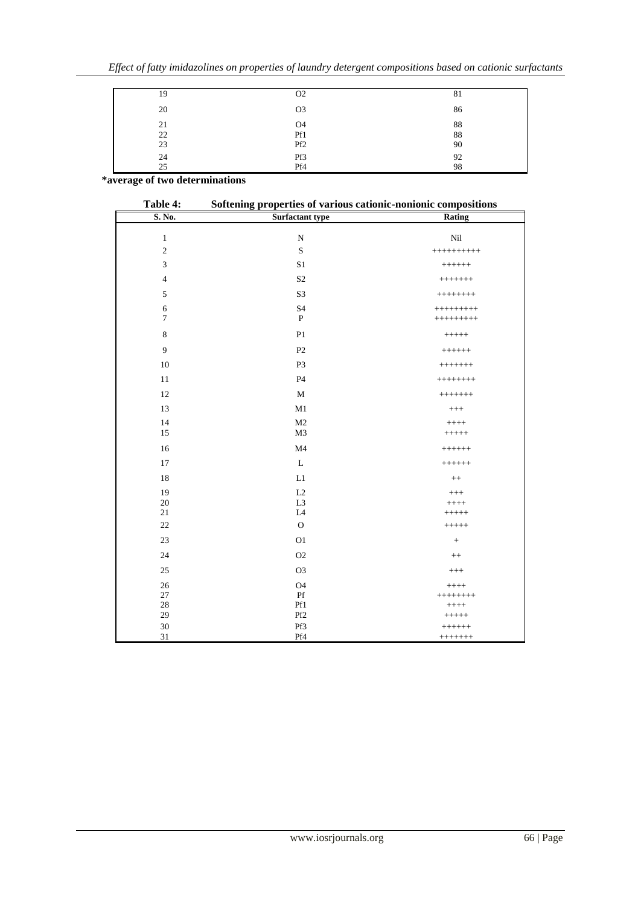| 19 | O2 | 81 |
|---|---|---|
| 20 | O3 | 86 |
| 21 | O4 | 88 |
| 22 | Pf1 | 88 |
| 23 | Pf2 | 90 |
| 24 | Pf3 | 92 |
| 25 | Pf4 | 98 |

**\*average of two determinations**

**Table 4: Softening properties of various cationic-nonionic compositions**

| S. No. | Surfactant type | Rating |
|---|---|---|
| 1 | N | Nil |
| 2 | S | ++++++++++ |
| 3 | S1 | ++++++ |
| 4 | S2 | +++++++ |
| 5 | S3 | ++++++++ |
| 6 | S4 | +++++++++ |
| 7 | P | +++++++++ |
| 8 | P1 | +++++ |
| 9 | P2 | ++++++ |
| 10 | P3 | +++++++ |
| 11 | P4 | ++++++++ |
| 12 | M | +++++++ |
| 13 | M1 | +++ |
| 14 | M2 | ++++ |
| 15 | M3 | +++++ |
| 16 | M4 | ++++++ |
| 17 | L | ++++++ |
| 18 | L1 | ++ |
| 19 | L2 | +++ |
| 20 | L3 | ++++ |
| 21 | L4 | +++++ |
| 22 | O | +++++ |
| 23 | O1 | + |
| 24 | O2 | ++ |
| 25 | O3 | +++ |
| 26 | O4 | ++++ |
| 27 | Pf | ++++++++ |
| 28 | Pf1 | ++++ |
| 29 | Pf2 | +++++ |
| 30 | Pf3 | ++++++ |
| 31 | Pf4 | +++++++ |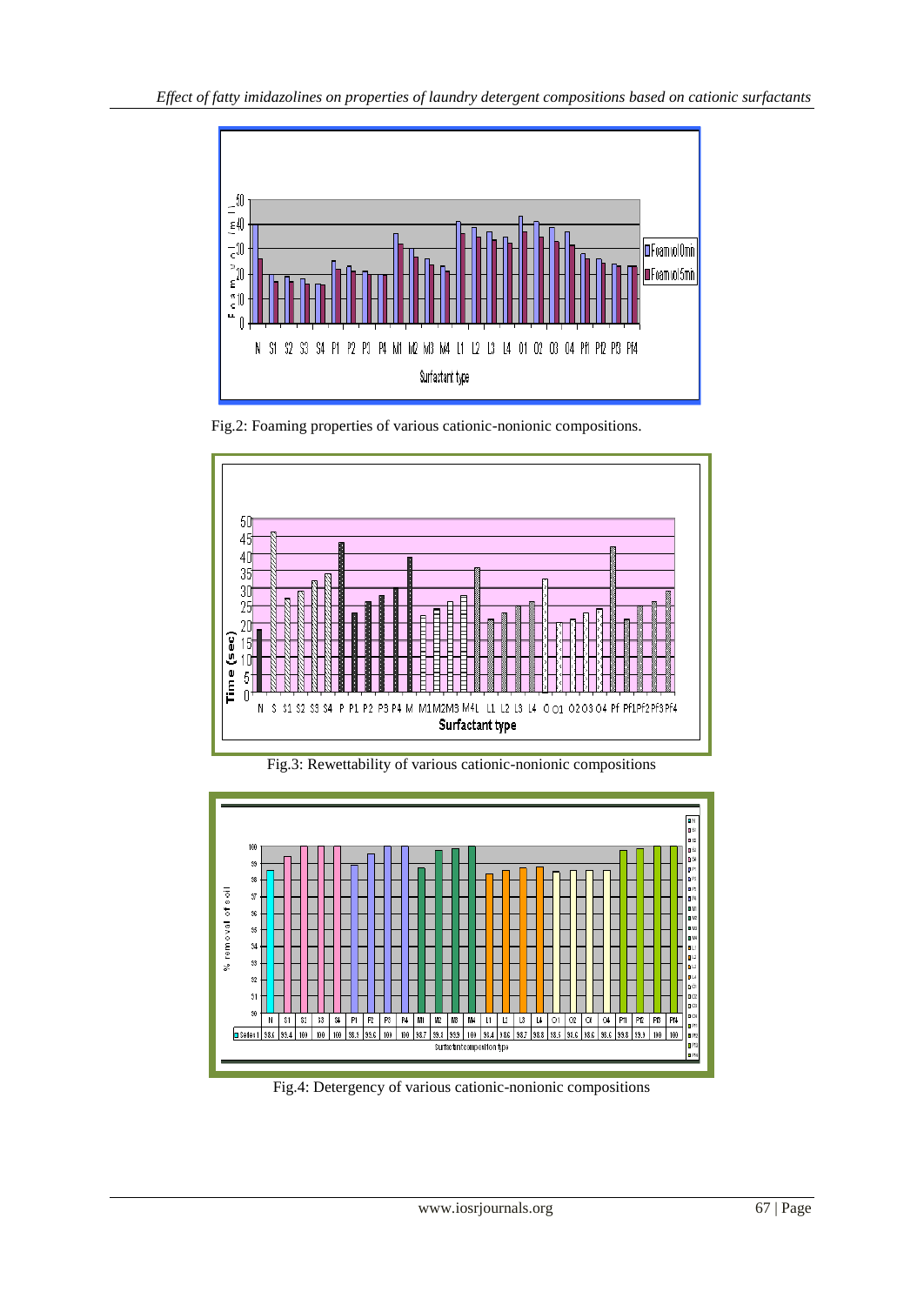Fig.2: Foaming properties of various cationic-nonionic compositions.

Fig.3: Rewettability of various cationic-nonionic compositions

Fig.4: Detergency of various cationic-nonionic compositions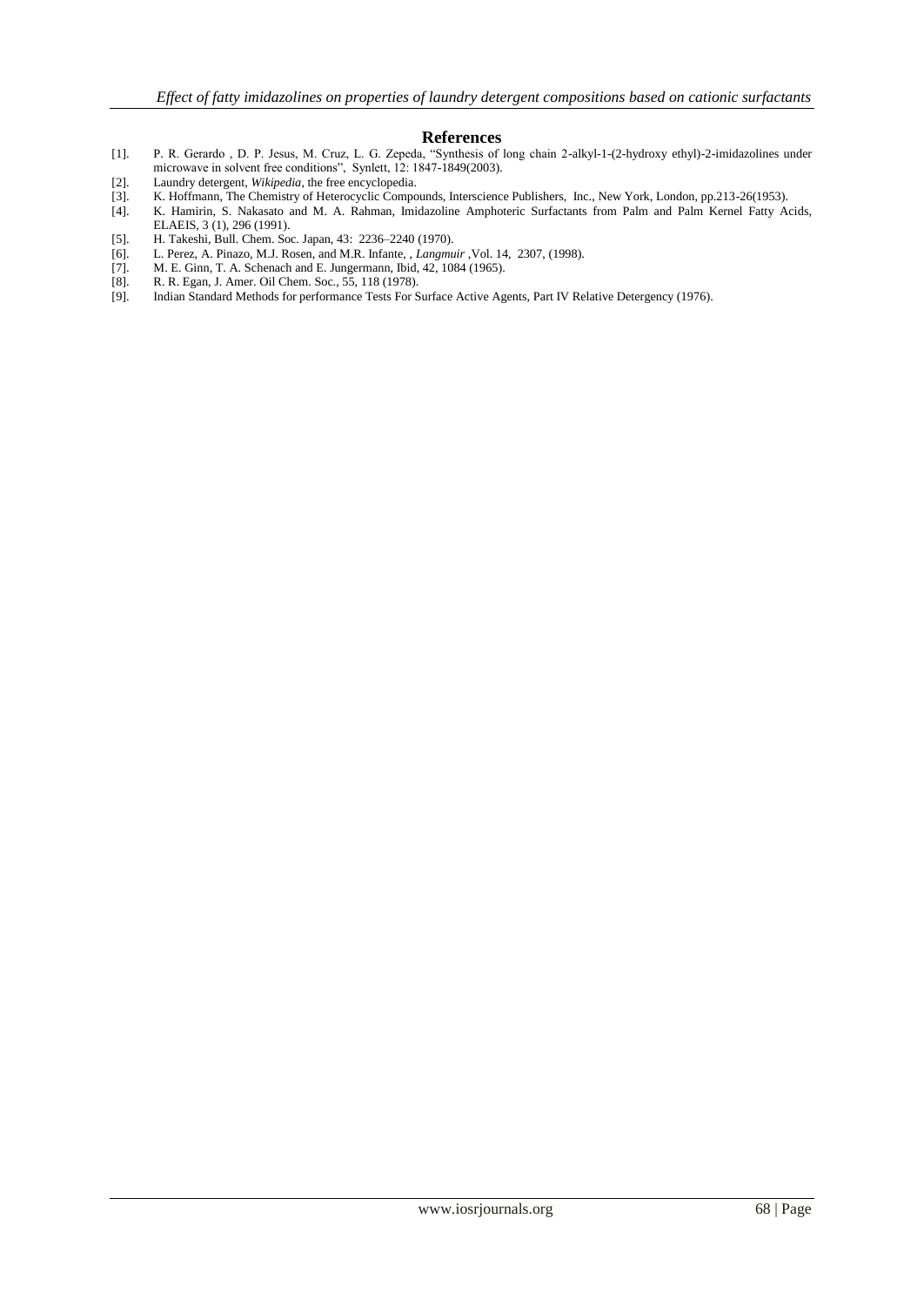## References

[1]. P. R. Gerardo , D. P. Jesus, M. Cruz, L. G. Zepeda, "Synthesis of long chain 2-alkyl-1-(2-hydroxy ethyl)-2-imidazolines under microwave in solvent free conditions", Synlett, 12: 1847-1849(2003).

[2]. Laundry detergent, *Wikipedia*, the free encyclopedia.

[3]. K. Hoffmann, The Chemistry of Heterocyclic Compounds, Interscience Publishers, Inc., New York, London, pp.213-26(1953).

[4]. K. Hamirin, S. Nakasato and M. A. Rahman, Imidazoline Amphoteric Surfactants from Palm and Palm Kernel Fatty Acids, ELAEIS, 3 (1), 296 (1991).

[5]. H. Takeshi, Bull. Chem. Soc. Japan, 43: 2236–2240 (1970).

[6]. L. Perez, A. Pinazo, M.J. Rosen, and M.R. Infante, , *Langmuir* ,Vol. 14, 2307, (1998).

[7]. M. E. Ginn, T. A. Schenach and E. Jungermann, Ibid, 42, 1084 (1965).

[8]. R. R. Egan, J. Amer. Oil Chem. Soc., 55, 118 (1978).

[9]. Indian Standard Methods for performance Tests For Surface Active Agents, Part IV Relative Detergency (1976).